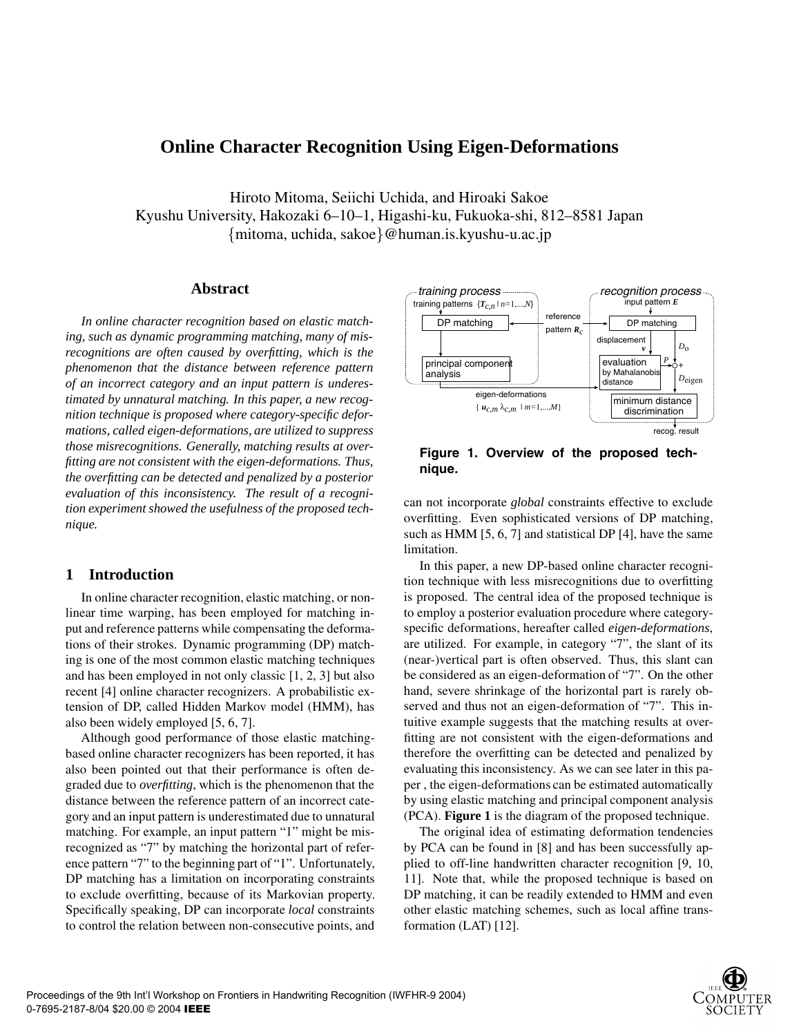# Online Character Recognition Using Eigen-Deformations

Hiroto Mitoma, Seiichi Uchida, and Hiroaki Sakoe
Kyushu University, Hakozaki 6–10–1, Higashi-ku, Fukuoka-shi, 812–8581 Japan
{mitoma, uchida, sakoe}@human.is.kyushu-u.ac.jp

## Abstract

*In online character recognition based on elastic matching, such as dynamic programming matching, many of misrecognitions are often caused by overfitting, which is the phenomenon that the distance between reference pattern of an incorrect category and an input pattern is underestimated by unnatural matching. In this paper, a new recognition technique is proposed where category-specific deformations, called eigen-deformations, are utilized to suppress those misrecognitions. Generally, matching results at overfitting are not consistent with the eigen-deformations. Thus, the overfitting can be detected and penalized by a posterior evaluation of this inconsistency. The result of a recognition experiment showed the usefulness of the proposed technique.*

## 1 Introduction

In online character recognition, elastic matching, or nonlinear time warping, has been employed for matching input and reference patterns while compensating the deformations of their strokes. Dynamic programming (DP) matching is one of the most common elastic matching techniques and has been employed in not only classic [1, 2, 3] but also recent [4] online character recognizers. A probabilistic extension of DP, called Hidden Markov model (HMM), has also been widely employed [5, 6, 7].

Although good performance of those elastic matching-based online character recognizers has been reported, it has also been pointed out that their performance is often degraded due to *overfitting*, which is the phenomenon that the distance between the reference pattern of an incorrect category and an input pattern is underestimated due to unnatural matching. For example, an input pattern "1" might be misrecognized as "7" by matching the horizontal part of reference pattern "7" to the beginning part of "1". Unfortunately, DP matching has a limitation on incorporating constraints to exclude overfitting, because of its Markovian property. Specifically speaking, DP can incorporate *local* constraints to control the relation between non-consecutive points, and can not incorporate *global* constraints effective to exclude overfitting. Even sophisticated versions of DP matching, such as HMM [5, 6, 7] and statistical DP [4], have the same limitation.

**Figure 1. Overview of the proposed technique.**

In this paper, a new DP-based online character recognition technique with less misrecognitions due to overfitting is proposed. The central idea of the proposed technique is to employ a posterior evaluation procedure where category-specific deformations, hereafter called *eigen-deformations*, are utilized. For example, in category "7", the slant of its (near-)vertical part is often observed. Thus, this slant can be considered as an eigen-deformation of "7". On the other hand, severe shrinkage of the horizontal part is rarely observed and thus not an eigen-deformation of "7". This intuitive example suggests that the matching results at overfitting are not consistent with the eigen-deformations and therefore the overfitting can be detected and penalized by evaluating this inconsistency. As we can see later in this paper , the eigen-deformations can be estimated automatically by using elastic matching and principal component analysis (PCA). **Figure 1** is the diagram of the proposed technique.

The original idea of estimating deformation tendencies by PCA can be found in [8] and has been successfully applied to off-line handwritten character recognition [9, 10, 11]. Note that, while the proposed technique is based on DP matching, it can be readily extended to HMM and even other elastic matching schemes, such as local affine transformation (LAT) [12].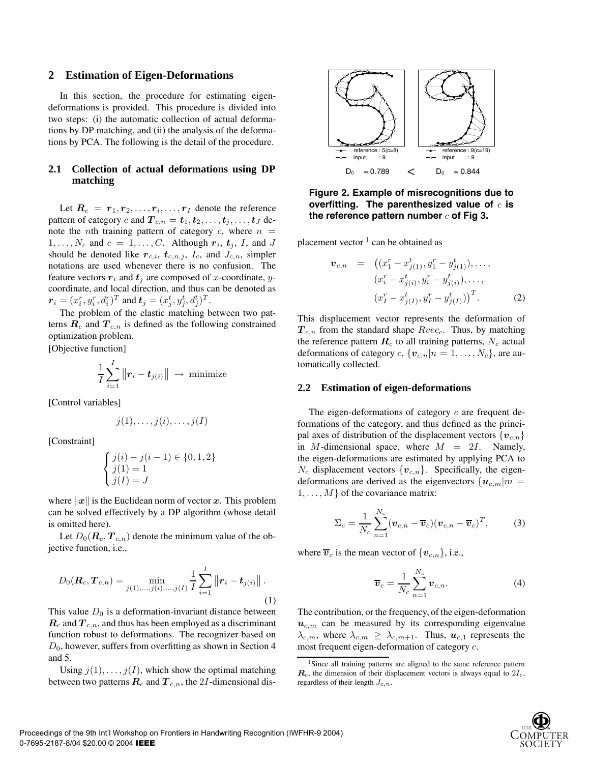## 2 Estimation of Eigen-Deformations

In this section, the procedure for estimating eigen-deformations is provided. This procedure is divided into two steps: (i) the automatic collection of actual deformations by DP matching, and (ii) the analysis of the deformations by PCA. The following is the detail of the procedure.

### 2.1 Collection of actual deformations using DP matching

Let $\boldsymbol{R}_c = \boldsymbol{r}_1, \boldsymbol{r}_2, \ldots, \boldsymbol{r}_i, \ldots, \boldsymbol{r}_I$ denote the reference pattern of category $c$ and $\boldsymbol{T}_{c,n} = \boldsymbol{t}_1, \boldsymbol{t}_2, \ldots, \boldsymbol{t}_j, \ldots, \boldsymbol{t}_J$ denote the $n$th training pattern of category $c$, where $n = 1, \ldots, N_c$ and $c = 1, \ldots, C$. Although $\boldsymbol{r}_i$, $\boldsymbol{t}_j$, $I$, and $J$ should be denoted like $\boldsymbol{r}_{c,i}$, $\boldsymbol{t}_{c,n,j}$, $I_c$, and $J_{c,n}$, simpler notations are used whenever there is no confusion. The feature vectors $\boldsymbol{r}_i$ and $\boldsymbol{t}_j$ are composed of $x$-coordinate, $y$-coordinate, and local direction, and thus can be denoted as $\boldsymbol{r}_i = (x^r_i, y^r_i, d^r_i)^T$ and $\boldsymbol{t}_j = (x^t_j, y^t_j, d^t_j)^T$.

The problem of the elastic matching between two patterns $\boldsymbol{R}_c$ and $\boldsymbol{T}_{c,n}$ is defined as the following constrained optimization problem.

[Objective function]

$$\frac{1}{I}\sum_{i=1}^{I}\left\|\boldsymbol{r}_i - \boldsymbol{t}_{j(i)}\right\| \rightarrow \text{minimize}$$

[Control variables]

$$j(1), \ldots, j(i), \ldots, j(I)$$

[Constraint]

$$\begin{cases} j(i) - j(i-1) \in \{0, 1, 2\} \\ j(1) = 1 \\ j(I) = J \end{cases}$$

where $\|\boldsymbol{x}\|$ is the Euclidean norm of vector $\boldsymbol{x}$. This problem can be solved effectively by a DP algorithm (whose detail is omitted here).

Let $D_0(\boldsymbol{R}_c, \boldsymbol{T}_{c,n})$ denote the minimum value of the objective function, i.e.,

$$D_0(\boldsymbol{R}_c, \boldsymbol{T}_{c,n}) = \min_{j(1),\ldots,j(i),\ldots,j(I)} \frac{1}{I}\sum_{i=1}^{I}\left\|\boldsymbol{r}_i - \boldsymbol{t}_{j(i)}\right\|. \quad (1)$$

This value $D_0$ is a deformation-invariant distance between $\boldsymbol{R}_c$ and $\boldsymbol{T}_{c,n}$, and thus has been employed as a discriminant function robust to deformations. The recognizer based on $D_0$, however, suffers from overfitting as shown in Section 4 and 5.

Using $j(1), \ldots, j(I)$, which show the optimal matching between two patterns $\boldsymbol{R}_c$ and $\boldsymbol{T}_{c,n}$, the $2I$-dimensional displacement vector [1] can be obtained as

$$\begin{aligned} \boldsymbol{v}_{c,n} = \big( & (x^r_1 - x^t_{j(1)}, y^r_1 - y^t_{j(1)}), \ldots, \\ & (x^r_i - x^t_{j(i)}, y^r_i - y^t_{j(i)}), \ldots, \\ & (x^r_I - x^t_{j(I)}, y^r_I - y^t_{j(I)}) \big)^T. \end{aligned} \quad (2)$$

This displacement vector represents the deformation of $\boldsymbol{T}_{c,n}$ from the standard shape $Rvec_c$. Thus, by matching the reference pattern $\boldsymbol{R}_c$ to all training patterns, $N_c$ actual deformations of category $c$, $\{\boldsymbol{v}_{c,n} | n = 1, \ldots, N_c\}$, are automatically collected.

reference : 5(c=8), input : 9, $D_0$ = 0.789 < reference : 9(c=19), input : 9, $D_0$ = 0.844

**Figure 2. Example of misrecognitions due to overfitting. The parenthesized value of $c$ is the reference pattern number $c$ of Fig 3.**

### 2.2 Estimation of eigen-deformations

The eigen-deformations of category $c$ are frequent deformations of the category, and thus defined as the principal axes of distribution of the displacement vectors $\{\boldsymbol{v}_{c,n}\}$ in $M$-dimensional space, where $M = 2I$. Namely, the eigen-deformations are estimated by applying PCA to $N_c$ displacement vectors $\{\boldsymbol{v}_{c,n}\}$. Specifically, the eigen-deformations are derived as the eigenvectors $\{\boldsymbol{u}_{c,m} | m = 1, \ldots, M\}$ of the covariance matrix:

$$\Sigma_c = \frac{1}{N_c}\sum_{n=1}^{N_c}(\boldsymbol{v}_{c,n} - \overline{\boldsymbol{v}}_c)(\boldsymbol{v}_{c,n} - \overline{\boldsymbol{v}}_c)^T, \quad (3)$$

where $\overline{\boldsymbol{v}}_c$ is the mean vector of $\{\boldsymbol{v}_{c,n}\}$, i.e.,

$$\overline{\boldsymbol{v}}_c = \frac{1}{N_c}\sum_{n=1}^{N_c}\boldsymbol{v}_{c,n}. \quad (4)$$

The contribution, or the frequency, of the eigen-deformation $\boldsymbol{u}_{c,m}$ can be measured by its corresponding eigenvalue $\lambda_{c,m}$, where $\lambda_{c,m} \geq \lambda_{c,m+1}$. Thus, $\boldsymbol{u}_{c,1}$ represents the most frequent eigen-deformation of category $c$.

[1] Since all training patterns are aligned to the same reference pattern $\boldsymbol{R}_c$, the dimension of their displacement vectors is always equal to $2I_c$, regardless of their length $J_{c,n}$.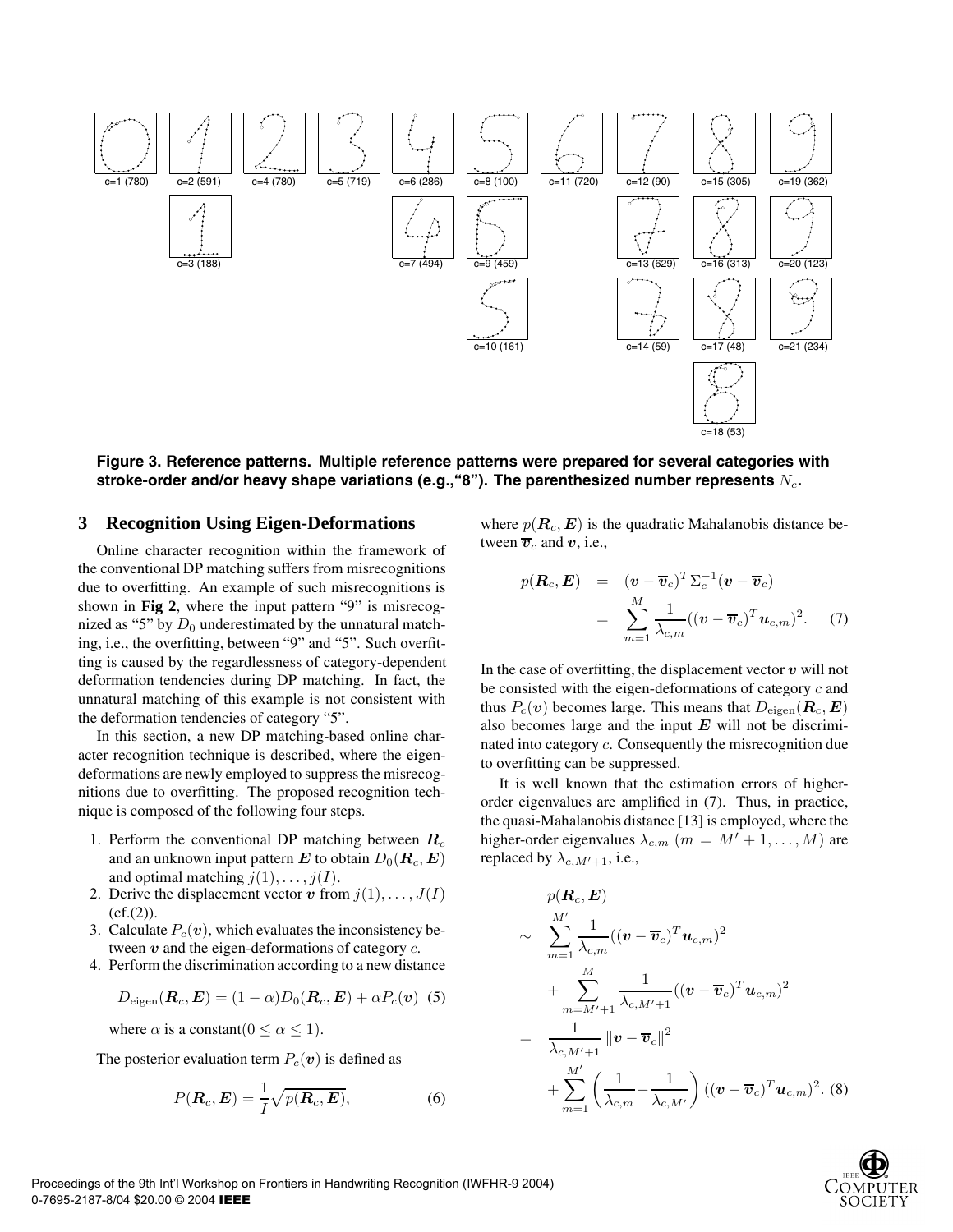c=1 (780) c=2 (591) c=4 (780) c=5 (719) c=6 (286) c=8 (100) c=11 (720) c=12 (90) c=15 (305) c=19 (362)

c=3 (188) c=7 (494) c=9 (459) c=13 (629) c=16 (313) c=20 (123)

c=10 (161) c=14 (59) c=17 (48) c=21 (234)

c=18 (53)

**Figure 3. Reference patterns. Multiple reference patterns were prepared for several categories with stroke-order and/or heavy shape variations (e.g.,"8"). The parenthesized number represents $N_c$.**

## 3 Recognition Using Eigen-Deformations

Online character recognition within the framework of the conventional DP matching suffers from misrecognitions due to overfitting. An example of such misrecognitions is shown in **Fig 2**, where the input pattern "9" is misrecognized as "5" by $D_0$ underestimated by the unnatural matching, i.e., the overfitting, between "9" and "5". Such overfitting is caused by the regardlessness of category-dependent deformation tendencies during DP matching. In fact, the unnatural matching of this example is not consistent with the deformation tendencies of category "5".

In this section, a new DP matching-based online character recognition technique is described, where the eigen-deformations are newly employed to suppress the misrecognitions due to overfitting. The proposed recognition technique is composed of the following four steps.

1. Perform the conventional DP matching between $\boldsymbol{R}_c$ and an unknown input pattern $\boldsymbol{E}$ to obtain $D_0(\boldsymbol{R}_c, \boldsymbol{E})$ and optimal matching $j(1), \ldots, j(I)$.
2. Derive the displacement vector $\boldsymbol{v}$ from $j(1), \ldots, J(I)$ (cf.(2)).
3. Calculate $P_c(\boldsymbol{v})$, which evaluates the inconsistency between $\boldsymbol{v}$ and the eigen-deformations of category $c$.
4. Perform the discrimination according to a new distance

$$D_{\text{eigen}}(\boldsymbol{R}_c, \boldsymbol{E}) = (1-\alpha)D_0(\boldsymbol{R}_c, \boldsymbol{E}) + \alpha P_c(\boldsymbol{v}) \quad (5)$$

where $\alpha$ is a constant$(0 \leq \alpha \leq 1)$.

The posterior evaluation term $P_c(\boldsymbol{v})$ is defined as

$$P(\boldsymbol{R}_c, \boldsymbol{E}) = \frac{1}{I}\sqrt{p(\boldsymbol{R}_c, \boldsymbol{E})}, \quad (6)$$

where $p(\boldsymbol{R}_c, \boldsymbol{E})$ is the quadratic Mahalanobis distance between $\overline{\boldsymbol{v}}_c$ and $\boldsymbol{v}$, i.e.,

$$\begin{aligned} p(\boldsymbol{R}_c, \boldsymbol{E}) &= (\boldsymbol{v} - \overline{\boldsymbol{v}}_c)^T \Sigma_c^{-1} (\boldsymbol{v} - \overline{\boldsymbol{v}}_c) \\ &= \sum_{m=1}^{M} \frac{1}{\lambda_{c,m}} ((\boldsymbol{v} - \overline{\boldsymbol{v}}_c)^T \boldsymbol{u}_{c,m})^2. \quad (7) \end{aligned}$$

In the case of overfitting, the displacement vector $\boldsymbol{v}$ will not be consisted with the eigen-deformations of category $c$ and thus $P_c(\boldsymbol{v})$ becomes large. This means that $D_{\text{eigen}}(\boldsymbol{R}_c, \boldsymbol{E})$ also becomes large and the input $\boldsymbol{E}$ will not be discriminated into category $c$. Consequently the misrecognition due to overfitting can be suppressed.

It is well known that the estimation errors of higher-order eigenvalues are amplified in (7). Thus, in practice, the quasi-Mahalanobis distance [13] is employed, where the higher-order eigenvalues $\lambda_{c,m}$ $(m = M'+1, \ldots, M)$ are replaced by $\lambda_{c,M'+1}$, i.e.,

$$\begin{aligned} & p(\boldsymbol{R}_c, \boldsymbol{E}) \\ \sim\ & \sum_{m=1}^{M'} \frac{1}{\lambda_{c,m}} ((\boldsymbol{v} - \overline{\boldsymbol{v}}_c)^T \boldsymbol{u}_{c,m})^2 \\ & + \sum_{m=M'+1}^{M} \frac{1}{\lambda_{c,M'+1}} ((\boldsymbol{v} - \overline{\boldsymbol{v}}_c)^T \boldsymbol{u}_{c,m})^2 \\ =\ & \frac{1}{\lambda_{c,M'+1}} \|\boldsymbol{v} - \overline{\boldsymbol{v}}_c\|^2 \\ & + \sum_{m=1}^{M'} \left( \frac{1}{\lambda_{c,m}} - \frac{1}{\lambda_{c,M'}} \right) ((\boldsymbol{v} - \overline{\boldsymbol{v}}_c)^T \boldsymbol{u}_{c,m})^2. \quad (8) \end{aligned}$$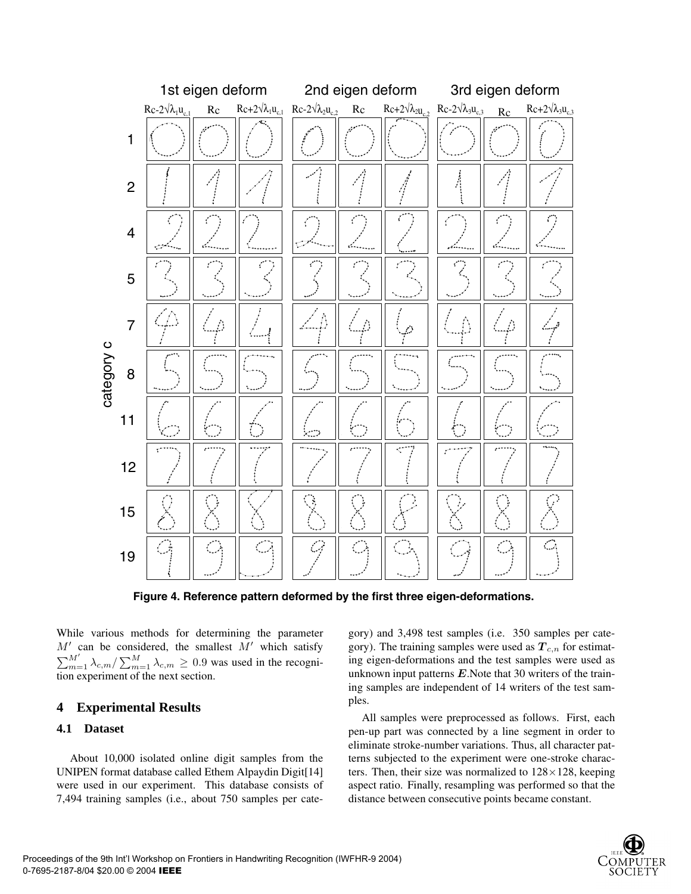Figure 4. Reference pattern deformed by the first three eigen-deformations.

While various methods for determining the parameter $M'$ can be considered, the smallest $M'$ which satisfy $\sum_{m=1}^{M'} \lambda_{c,m} / \sum_{m=1}^{M} \lambda_{c,m} \geq 0.9$ was used in the recognition experiment of the next section.

## 4 Experimental Results

### 4.1 Dataset

About 10,000 isolated online digit samples from the UNIPEN format database called Ethem Alpaydin Digit[14] were used in our experiment. This database consists of 7,494 training samples (i.e., about 750 samples per category) and 3,498 test samples (i.e. 350 samples per category). The training samples were used as $\boldsymbol{T}_{c,n}$ for estimating eigen-deformations and the test samples were used as unknown input patterns $\boldsymbol{E}$.Note that 30 writers of the training samples are independent of 14 writers of the test samples.

All samples were preprocessed as follows. First, each pen-up part was connected by a line segment in order to eliminate stroke-number variations. Thus, all character patterns subjected to the experiment were one-stroke characters. Then, their size was normalized to $128 \times 128$, keeping aspect ratio. Finally, resampling was performed so that the distance between consecutive points became constant.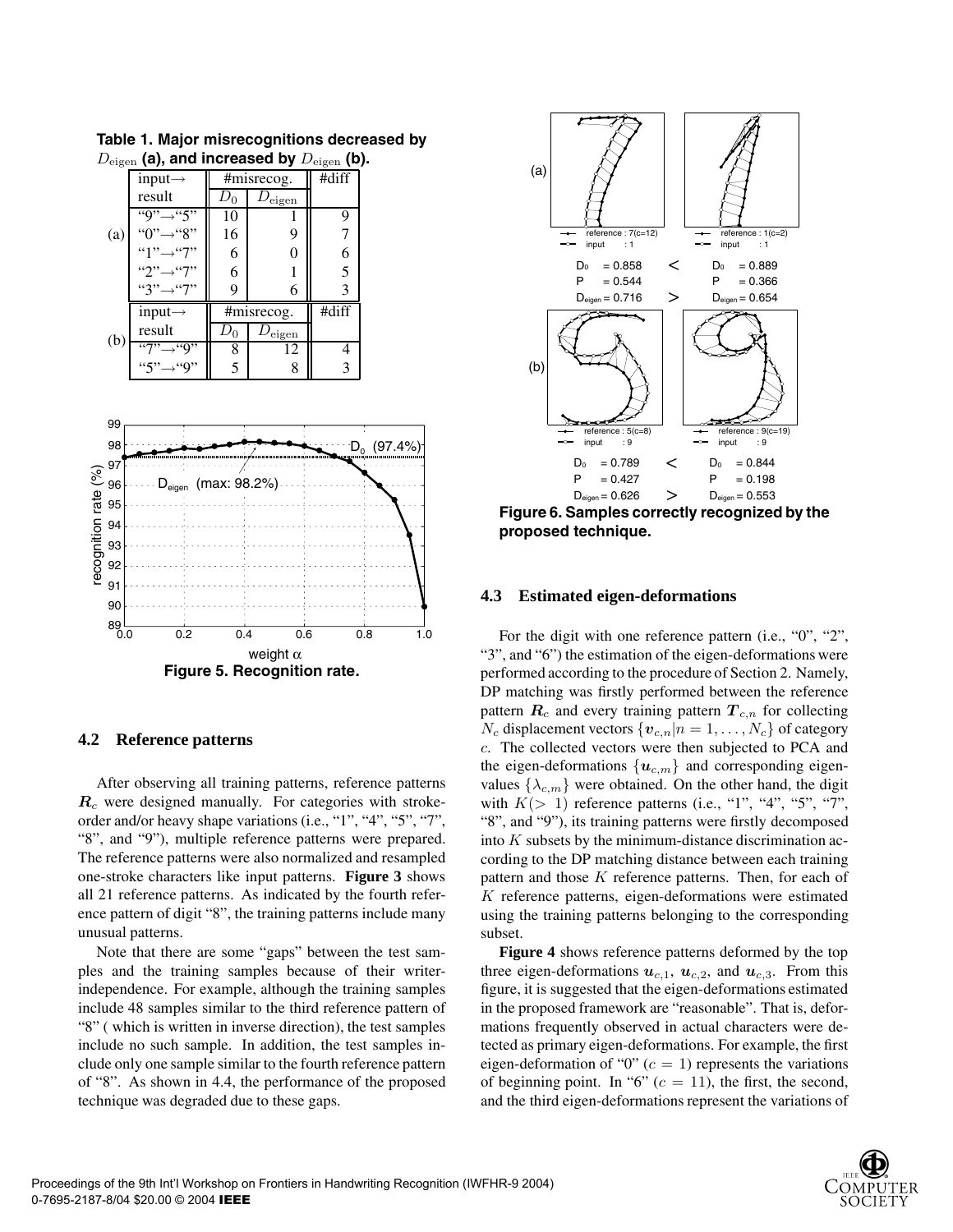**Table 1. Major misrecognitions decreased by $D_{\text{eigen}}$ (a), and increased by $D_{\text{eigen}}$ (b).**

| | input→ result | #misrecog. $D_0$ | #misrecog. $D_{\text{eigen}}$ | #diff |
|---|---|---|---|---|
| (a) | "9"→"5" | 10 | 1 | 9 |
| | "0"→"8" | 16 | 9 | 7 |
| | "1"→"7" | 6 | 0 | 6 |
| | "2"→"7" | 6 | 1 | 5 |
| | "3"→"7" | 9 | 6 | 3 |
| (b) | "7"→"9" | 8 | 12 | 4 |
| | "5"→"9" | 5 | 8 | 3 |

**Figure 5. Recognition rate.**

**Figure 6. Samples correctly recognized by the proposed technique.**

### 4.2 Reference patterns

After observing all training patterns, reference patterns $\boldsymbol{R}_c$ were designed manually. For categories with stroke-order and/or heavy shape variations (i.e., "1", "4", "5", "7", "8", and "9"), multiple reference patterns were prepared. The reference patterns were also normalized and resampled one-stroke characters like input patterns. **Figure 3** shows all 21 reference patterns. As indicated by the fourth reference pattern of digit "8", the training patterns include many unusual patterns.

Note that there are some "gaps" between the test samples and the training samples because of their writer-independence. For example, although the training samples include 48 samples similar to the third reference pattern of "8" ( which is written in inverse direction), the test samples include no such sample. In addition, the test samples include only one sample similar to the fourth reference pattern of "8". As shown in 4.4, the performance of the proposed technique was degraded due to these gaps.

### 4.3 Estimated eigen-deformations

For the digit with one reference pattern (i.e., "0", "2", "3", and "6") the estimation of the eigen-deformations were performed according to the procedure of Section 2. Namely, DP matching was firstly performed between the reference pattern $\boldsymbol{R}_c$ and every training pattern $\boldsymbol{T}_{c,n}$ for collecting $N_c$ displacement vectors $\{\boldsymbol{v}_{c,n}|n = 1, \ldots, N_c\}$ of category $c$. The collected vectors were then subjected to PCA and the eigen-deformations $\{\boldsymbol{u}_{c,m}\}$ and corresponding eigenvalues $\{\lambda_{c,m}\}$ were obtained. On the other hand, the digit with $K(> 1)$ reference patterns (i.e., "1", "4", "5", "7", "8", and "9"), its training patterns were firstly decomposed into $K$ subsets by the minimum-distance discrimination according to the DP matching distance between each training pattern and those $K$ reference patterns. Then, for each of $K$ reference patterns, eigen-deformations were estimated using the training patterns belonging to the corresponding subset.

**Figure 4** shows reference patterns deformed by the top three eigen-deformations $\boldsymbol{u}_{c,1}$, $\boldsymbol{u}_{c,2}$, and $\boldsymbol{u}_{c,3}$. From this figure, it is suggested that the eigen-deformations estimated in the proposed framework are "reasonable". That is, deformations frequently observed in actual characters were detected as primary eigen-deformations. For example, the first eigen-deformation of "0" ($c = 1$) represents the variations of beginning point. In "6" ($c = 11$), the first, the second, and the third eigen-deformations represent the variations of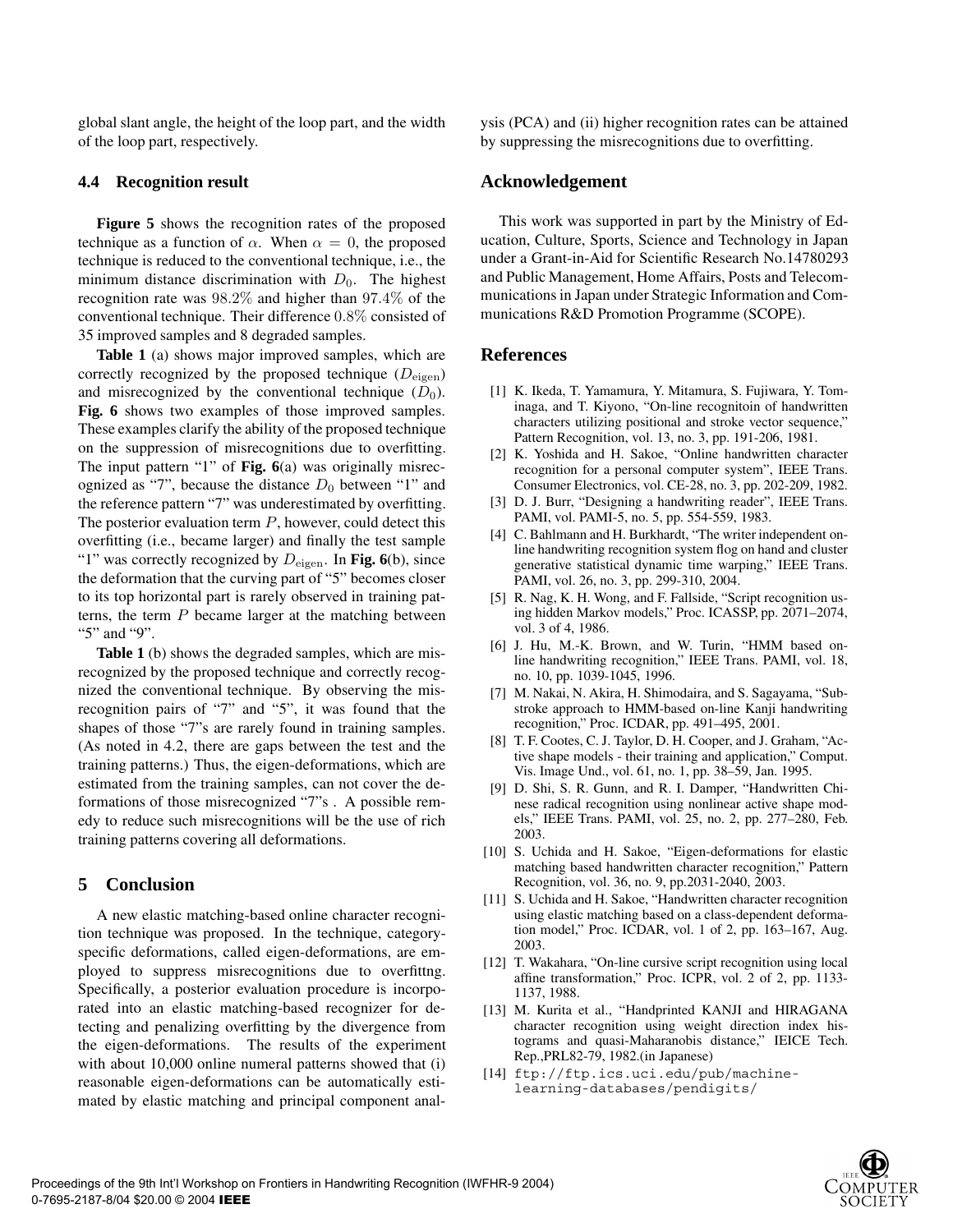global slant angle, the height of the loop part, and the width of the loop part, respectively.

### 4.4 Recognition result

**Figure 5** shows the recognition rates of the proposed technique as a function of $\alpha$. When $\alpha = 0$, the proposed technique is reduced to the conventional technique, i.e., the minimum distance discrimination with $D_0$. The highest recognition rate was $98.2\%$ and higher than $97.4\%$ of the conventional technique. Their difference $0.8\%$ consisted of 35 improved samples and 8 degraded samples.

**Table 1** (a) shows major improved samples, which are correctly recognized by the proposed technique ($D_{\text{eigen}}$) and misrecognized by the conventional technique ($D_0$). **Fig. 6** shows two examples of those improved samples. These examples clarify the ability of the proposed technique on the suppression of misrecognitions due to overfitting. The input pattern "1" of **Fig. 6**(a) was originally misrecognized as "7", because the distance $D_0$ between "1" and the reference pattern "7" was underestimated by overfitting. The posterior evaluation term $P$, however, could detect this overfitting (i.e., became larger) and finally the test sample "1" was correctly recognized by $D_{\text{eigen}}$. In **Fig. 6**(b), since the deformation that the curving part of "5" becomes closer to its top horizontal part is rarely observed in training patterns, the term $P$ became larger at the matching between "5" and "9".

**Table 1** (b) shows the degraded samples, which are misrecognized by the proposed technique and correctly recognized the conventional technique. By observing the misrecognition pairs of "7" and "5", it was found that the shapes of those "7"s are rarely found in training samples. (As noted in 4.2, there are gaps between the test and the training patterns.) Thus, the eigen-deformations, which are estimated from the training samples, can not cover the deformations of those misrecognized "7"s . A possible remedy to reduce such misrecognitions will be the use of rich training patterns covering all deformations.

## 5 Conclusion

A new elastic matching-based online character recognition technique was proposed. In the technique, category-specific deformations, called eigen-deformations, are employed to suppress misrecognitions due to overfittng. Specifically, a posterior evaluation procedure is incorporated into an elastic matching-based recognizer for detecting and penalizing overfitting by the divergence from the eigen-deformations. The results of the experiment with about 10,000 online numeral patterns showed that (i) reasonable eigen-deformations can be automatically estimated by elastic matching and principal component analysis (PCA) and (ii) higher recognition rates can be attained by suppressing the misrecognitions due to overfitting.

## Acknowledgement

This work was supported in part by the Ministry of Education, Culture, Sports, Science and Technology in Japan under a Grant-in-Aid for Scientific Research No.14780293 and Public Management, Home Affairs, Posts and Telecommunications in Japan under Strategic Information and Communications R&D Promotion Programme (SCOPE).

## References

[1] K. Ikeda, T. Yamamura, Y. Mitamura, S. Fujiwara, Y. Tominaga, and T. Kiyono, "On-line recognitoin of handwritten characters utilizing positional and stroke vector sequence," Pattern Recognition, vol. 13, no. 3, pp. 191-206, 1981.

[2] K. Yoshida and H. Sakoe, "Online handwritten character recognition for a personal computer system", IEEE Trans. Consumer Electronics, vol. CE-28, no. 3, pp. 202-209, 1982.

[3] D. J. Burr, "Designing a handwriting reader", IEEE Trans. PAMI, vol. PAMI-5, no. 5, pp. 554-559, 1983.

[4] C. Bahlmann and H. Burkhardt, "The writer independent online handwriting recognition system flog on hand and cluster generative statistical dynamic time warping," IEEE Trans. PAMI, vol. 26, no. 3, pp. 299-310, 2004.

[5] R. Nag, K. H. Wong, and F. Fallside, "Script recognition using hidden Markov models," Proc. ICASSP, pp. 2071–2074, vol. 3 of 4, 1986.

[6] J. Hu, M.-K. Brown, and W. Turin, "HMM based online handwriting recognition," IEEE Trans. PAMI, vol. 18, no. 10, pp. 1039-1045, 1996.

[7] M. Nakai, N. Akira, H. Shimodaira, and S. Sagayama, "Substroke approach to HMM-based on-line Kanji handwriting recognition," Proc. ICDAR, pp. 491–495, 2001.

[8] T. F. Cootes, C. J. Taylor, D. H. Cooper, and J. Graham, "Active shape models - their training and application," Comput. Vis. Image Und., vol. 61, no. 1, pp. 38–59, Jan. 1995.

[9] D. Shi, S. R. Gunn, and R. I. Damper, "Handwritten Chinese radical recognition using nonlinear active shape models," IEEE Trans. PAMI, vol. 25, no. 2, pp. 277–280, Feb. 2003.

[10] S. Uchida and H. Sakoe, "Eigen-deformations for elastic matching based handwritten character recognition," Pattern Recognition, vol. 36, no. 9, pp.2031-2040, 2003.

[11] S. Uchida and H. Sakoe, "Handwritten character recognition using elastic matching based on a class-dependent deformation model," Proc. ICDAR, vol. 1 of 2, pp. 163–167, Aug. 2003.

[12] T. Wakahara, "On-line cursive script recognition using local affine transformation," Proc. ICPR, vol. 2 of 2, pp. 1133-1137, 1988.

[13] M. Kurita et al., "Handprinted KANJI and HIRAGANA character recognition using weight direction index histograms and quasi-Maharanobis distance," IEICE Tech. Rep.,PRL82-79, 1982.(in Japanese)

[14] ftp://ftp.ics.uci.edu/pub/machine-learning-databases/pendigits/